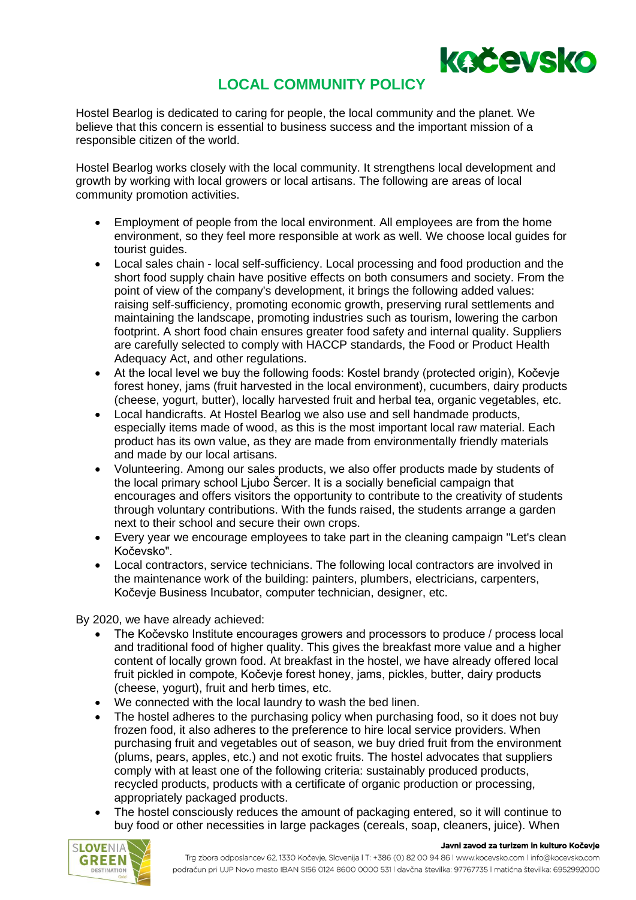# LOCAL COMMUNITY POLICY

Hostel Bearlog is dedicated to caring for people, the local community and the planet. We believe that this concern is essential to business success and the important mission of a responsible citizen of the world.

Hostel Bearlog works closely with the local community. It strengthens local development and growth by working with local growers or local artisans. The following are areas of local community promotion activities.

- Employment of people from the local environment. All employees are from the home environment, so they feel more responsible at work as well. We choose local guides for tourist guides.
- Local sales chain - local self-sufficiency. Local processing and food production and the short food supply chain have positive effects on both consumers and society. From the point of view of the company's development, it brings the following added values: raising self-sufficiency, promoting economic growth, preserving rural settlements and maintaining the landscape, promoting industries such as tourism, lowering the carbon footprint. A short food chain ensures greater food safety and internal quality. Suppliers are carefully selected to comply with HACCP standards, the Food or Product Health Adequacy Act, and other regulations.
- At the local level we buy the following foods: Kostel brandy (protected origin), Kočevje forest honey, jams (fruit harvested in the local environment), cucumbers, dairy products (cheese, yogurt, butter), locally harvested fruit and herbal tea, organic vegetables, etc.
- Local handicrafts. At Hostel Bearlog we also use and sell handmade products, especially items made of wood, as this is the most important local raw material. Each product has its own value, as they are made from environmentally friendly materials and made by our local artisans.
- Volunteering. Among our sales products, we also offer products made by students of the local primary school Ljubo Šercer. It is a socially beneficial campaign that encourages and offers visitors the opportunity to contribute to the creativity of students through voluntary contributions. With the funds raised, the students arrange a garden next to their school and secure their own crops.
- Every year we encourage employees to take part in the cleaning campaign "Let's clean Kočevsko".
- Local contractors, service technicians. The following local contractors are involved in the maintenance work of the building: painters, plumbers, electricians, carpenters, Kočevje Business Incubator, computer technician, designer, etc.

By 2020, we have already achieved:

- The Kočevsko Institute encourages growers and processors to produce / process local and traditional food of higher quality. This gives the breakfast more value and a higher content of locally grown food. At breakfast in the hostel, we have already offered local fruit pickled in compote, Kočevje forest honey, jams, pickles, butter, dairy products (cheese, yogurt), fruit and herb times, etc.
- We connected with the local laundry to wash the bed linen.
- The hostel adheres to the purchasing policy when purchasing food, so it does not buy frozen food, it also adheres to the preference to hire local service providers. When purchasing fruit and vegetables out of season, we buy dried fruit from the environment (plums, pears, apples, etc.) and not exotic fruits. The hostel advocates that suppliers comply with at least one of the following criteria: sustainably produced products, recycled products, products with a certificate of organic production or processing, appropriately packaged products.
- The hostel consciously reduces the amount of packaging entered, so it will continue to buy food or other necessities in large packages (cereals, soap, cleaners, juice). When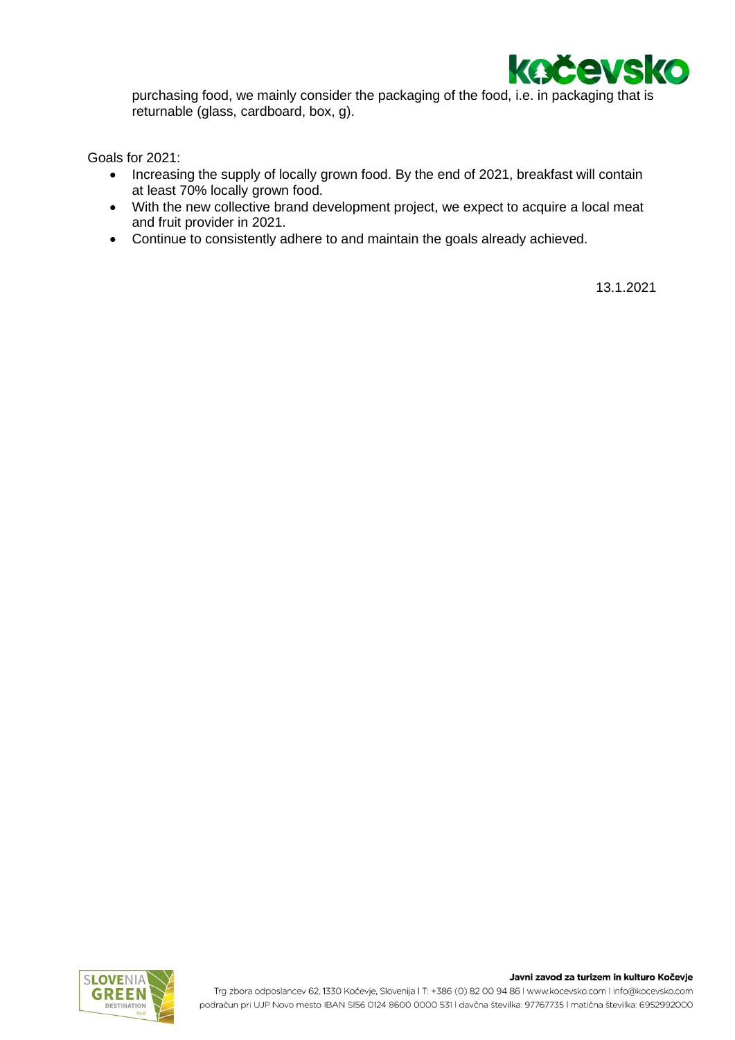purchasing food, we mainly consider the packaging of the food, i.e. in packaging that is returnable (glass, cardboard, box, g).

Goals for 2021:

- Increasing the supply of locally grown food. By the end of 2021, breakfast will contain at least 70% locally grown food.
- With the new collective brand development project, we expect to acquire a local meat and fruit provider in 2021.
- Continue to consistently adhere to and maintain the goals already achieved.

13.1.2021